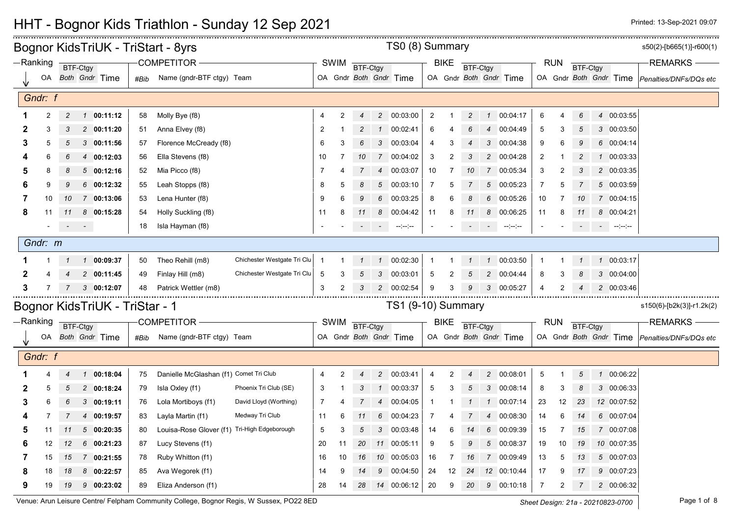# HHT - Bognor Kids Triathlon - Sunday 12 Sep 2021

Printed: 13-Sep-2021 09:07

## Bognor KidsTriUK - TriStart - 8yrs

TS0 (8) Summary

s50(2)-[b665(1)]-r600(1)

| Ranking | OA | BTF-Ctgy Both | BTF-Ctgy Gndr | Time | #Bib | Name (gndr-BTF ctgy) | Team | SWIM OA | SWIM Gndr | SWIM BTF-Ctgy Both | SWIM BTF-Ctgy Gndr | SWIM Time | BIKE OA | BIKE Gndr | BIKE BTF-Ctgy Both | BIKE BTF-Ctgy Gndr | BIKE Time | RUN OA | RUN Gndr | RUN BTF-Ctgy Both | RUN BTF-Ctgy Gndr | RUN Time | REMARKS Penalties/DNFs/DQs etc |
|---|---|---|---|---|---|---|---|---|---|---|---|---|---|---|---|---|---|---|---|---|---|---|---|
| **Gndr: f** | | | | | | | | | | | | | | | | | | | | | | | |
| **1** | 2 | 2 | 1 | **00:11:12** | 58 | Molly Bye (f8) | | 4 | 2 | 4 | 2 | 00:03:00 | 2 | 1 | 2 | 1 | 00:04:17 | 6 | 4 | 6 | 4 | 00:03:55 | |
| **2** | 3 | 3 | 2 | **00:11:20** | 51 | Anna Elvey (f8) | | 2 | 1 | 2 | 1 | 00:02:41 | 6 | 4 | 6 | 4 | 00:04:49 | 5 | 3 | 5 | 3 | 00:03:50 | |
| **3** | 5 | 5 | 3 | **00:11:56** | 57 | Florence McCready (f8) | | 6 | 3 | 6 | 3 | 00:03:04 | 4 | 3 | 4 | 3 | 00:04:38 | 9 | 6 | 9 | 6 | 00:04:14 | |
| **4** | 6 | 6 | 4 | **00:12:03** | 56 | Ella Stevens (f8) | | 10 | 7 | 10 | 7 | 00:04:02 | 3 | 2 | 3 | 2 | 00:04:28 | 2 | 1 | 2 | 1 | 00:03:33 | |
| **5** | 8 | 8 | 5 | **00:12:16** | 52 | Mia Picco (f8) | | 7 | 4 | 7 | 4 | 00:03:07 | 10 | 7 | 10 | 7 | 00:05:34 | 3 | 2 | 3 | 2 | 00:03:35 | |
| **6** | 9 | 9 | 6 | **00:12:32** | 55 | Leah Stopps (f8) | | 8 | 5 | 8 | 5 | 00:03:10 | 7 | 5 | 7 | 5 | 00:05:23 | 7 | 5 | 7 | 5 | 00:03:59 | |
| **7** | 10 | 10 | 7 | **00:13:06** | 53 | Lena Hunter (f8) | | 9 | 6 | 9 | 6 | 00:03:25 | 8 | 6 | 8 | 6 | 00:05:26 | 10 | 7 | 10 | 7 | 00:04:15 | |
| **8** | 11 | 11 | 8 | **00:15:28** | 54 | Holly Suckling (f8) | | 11 | 8 | 11 | 8 | 00:04:42 | 11 | 8 | 11 | 8 | 00:06:25 | 11 | 8 | 11 | 8 | 00:04:21 | |
| | - | - | - | | 18 | Isla Hayman (f8) | | - | - | - | - | --:--:-- | - | - | - | - | --:--:-- | - | - | - | - | --:--:-- | |
| **Gndr: m** | | | | | | | | | | | | | | | | | | | | | | | |
| **1** | 1 | 1 | 1 | **00:09:37** | 50 | Theo Rehill (m8) | Chichester Westgate Tri Clu | 1 | 1 | 1 | 1 | 00:02:30 | 1 | 1 | 1 | 1 | 00:03:50 | 1 | 1 | 1 | 1 | 00:03:17 | |
| **2** | 4 | 4 | 2 | **00:11:45** | 49 | Finlay Hill (m8) | Chichester Westgate Tri Clu | 5 | 3 | 5 | 3 | 00:03:01 | 5 | 2 | 5 | 2 | 00:04:44 | 8 | 3 | 8 | 3 | 00:04:00 | |
| **3** | 7 | 7 | 3 | **00:12:07** | 48 | Patrick Wettler (m8) | | 3 | 2 | 3 | 2 | 00:02:54 | 9 | 3 | 9 | 3 | 00:05:27 | 4 | 2 | 4 | 2 | 00:03:46 | |

## Bognor KidsTriUK - TriStar - 1

TS1 (9-10) Summary

s150(6)-[b2k(3)]-r1.2k(2)

| Ranking | OA | BTF-Ctgy Both | BTF-Ctgy Gndr | Time | #Bib | Name (gndr-BTF ctgy) | Team | SWIM OA | SWIM Gndr | SWIM BTF-Ctgy Both | SWIM BTF-Ctgy Gndr | SWIM Time | BIKE OA | BIKE Gndr | BIKE BTF-Ctgy Both | BIKE BTF-Ctgy Gndr | BIKE Time | RUN OA | RUN Gndr | RUN BTF-Ctgy Both | RUN BTF-Ctgy Gndr | RUN Time | REMARKS Penalties/DNFs/DQs etc |
|---|---|---|---|---|---|---|---|---|---|---|---|---|---|---|---|---|---|---|---|---|---|---|---|
| **Gndr: f** | | | | | | | | | | | | | | | | | | | | | | | |
| **1** | 4 | 4 | 1 | **00:18:04** | 75 | Danielle McGlashan (f1) | Comet Tri Club | 4 | 2 | 4 | 2 | 00:03:41 | 4 | 2 | 4 | 2 | 00:08:01 | 5 | 1 | 5 | 1 | 00:06:22 | |
| **2** | 5 | 5 | 2 | **00:18:24** | 79 | Isla Oxley (f1) | Phoenix Tri Club (SE) | 3 | 1 | 3 | 1 | 00:03:37 | 5 | 3 | 5 | 3 | 00:08:14 | 8 | 3 | 8 | 3 | 00:06:33 | |
| **3** | 6 | 6 | 3 | **00:19:11** | 76 | Lola Mortiboys (f1) | David Lloyd (Worthing) | 7 | 4 | 7 | 4 | 00:04:05 | 1 | 1 | 1 | 1 | 00:07:14 | 23 | 12 | 23 | 12 | 00:07:52 | |
| **4** | 7 | 7 | 4 | **00:19:57** | 83 | Layla Martin (f1) | Medway Tri Club | 11 | 6 | 11 | 6 | 00:04:23 | 7 | 4 | 7 | 4 | 00:08:30 | 14 | 6 | 14 | 6 | 00:07:04 | |
| **5** | 11 | 11 | 5 | **00:20:35** | 80 | Louisa-Rose Glover (f1) | Tri-High Edgeborough | 5 | 3 | 5 | 3 | 00:03:48 | 14 | 6 | 14 | 6 | 00:09:39 | 15 | 7 | 15 | 7 | 00:07:08 | |
| **6** | 12 | 12 | 6 | **00:21:23** | 87 | Lucy Stevens (f1) | | 20 | 11 | 20 | 11 | 00:05:11 | 9 | 5 | 9 | 5 | 00:08:37 | 19 | 10 | 19 | 10 | 00:07:35 | |
| **7** | 15 | 15 | 7 | **00:21:55** | 78 | Ruby Whitton (f1) | | 16 | 10 | 16 | 10 | 00:05:03 | 16 | 7 | 16 | 7 | 00:09:49 | 13 | 5 | 13 | 5 | 00:07:03 | |
| **8** | 18 | 18 | 8 | **00:22:57** | 85 | Ava Wegorek (f1) | | 14 | 9 | 14 | 9 | 00:04:50 | 24 | 12 | 24 | 12 | 00:10:44 | 17 | 9 | 17 | 9 | 00:07:23 | |
| **9** | 19 | 19 | 9 | **00:23:02** | 89 | Eliza Anderson (f1) | | 28 | 14 | 28 | 14 | 00:06:12 | 20 | 9 | 20 | 9 | 00:10:18 | 7 | 2 | 7 | 2 | 00:06:32 | |

Venue: Arun Leisure Centre/ Felpham Community College, Bognor Regis, W Sussex, PO22 8ED

Sheet Design: 21a - 20210823-0700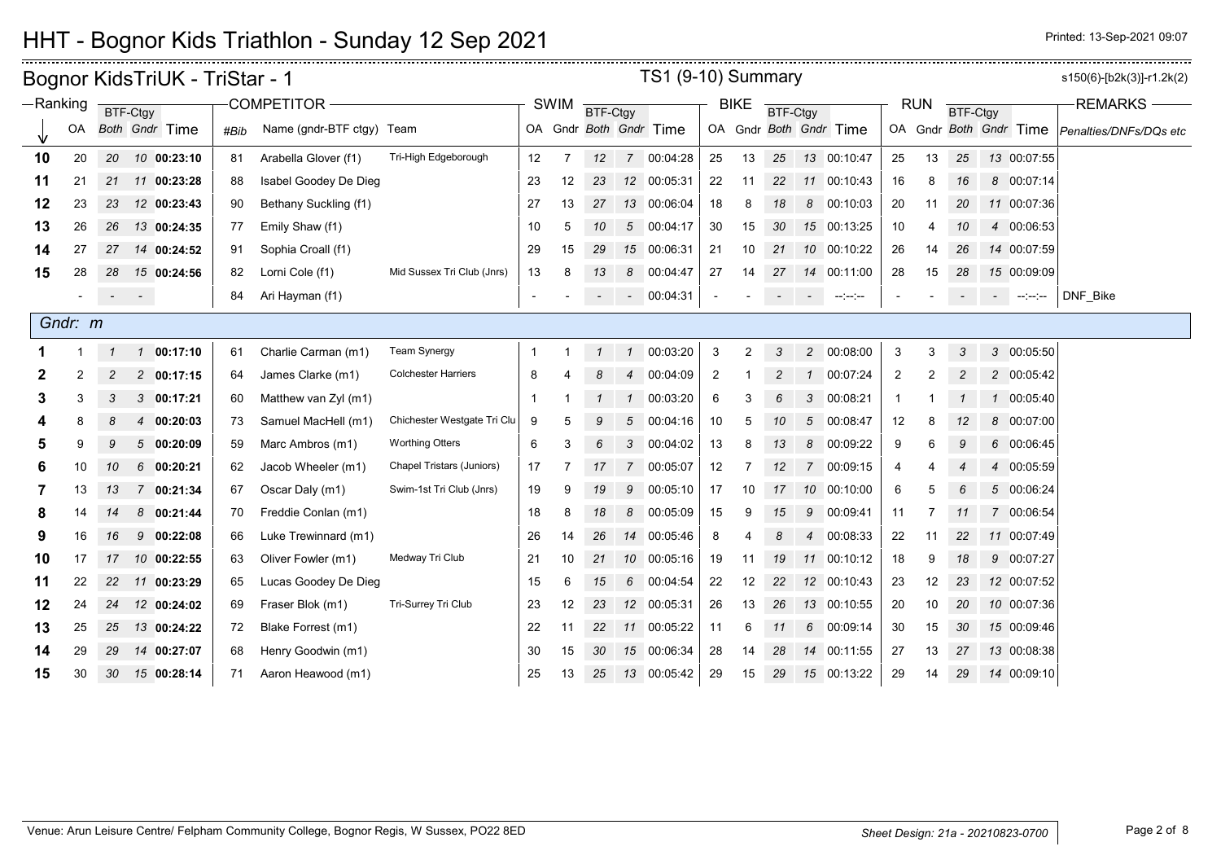# HHT - Bogor Kids Triathlon - Sunday 12 Sep 2021

Printed: 13-Sep-2021 09:07

## Bognor KidsTriUK - TriStar - 1

TS1 (9-10) Summary

s150(6)-[b2k(3)]-r1.2k(2)

| Ranking | | | | | COMPETITOR | | | SWIM | | | | | BIKE | | | | | RUN | | | | | REMARKS |
|---|---|---|---|---|---|---|---|---|---|---|---|---|---|---|---|---|---|---|---|---|---|---|---|
| | | BTF-Ctgy | | | | | | | | BTF-Ctgy | | | | | BTF-Ctgy | | | | | BTF-Ctgy | | | |
| ↓ | OA | Both | Gndr | Time | #Bib | Name (gndr-BTF ctgy) | Team | OA | Gndr | Both | Gndr | Time | OA | Gndr | Both | Gndr | Time | OA | Gndr | Both | Gndr | Time | Penalties/DNFs/DQs etc |
| **10** | 20 | 20 | 10 | **00:23:10** | 81 | Arabella Glover (f1) | Tri-High Edgeborough | 12 | 7 | 12 | 7 | 00:04:28 | 25 | 13 | 25 | 13 | 00:10:47 | 25 | 13 | 25 | 13 | 00:07:55 | |
| **11** | 21 | 21 | 11 | **00:23:28** | 88 | Isabel Goodey De Dieg | | 23 | 12 | 23 | 12 | 00:05:31 | 22 | 11 | 22 | 11 | 00:10:43 | 16 | 8 | 16 | 8 | 00:07:14 | |
| **12** | 23 | 23 | 12 | **00:23:43** | 90 | Bethany Suckling (f1) | | 27 | 13 | 27 | 13 | 00:06:04 | 18 | 8 | 18 | 8 | 00:10:03 | 20 | 11 | 20 | 11 | 00:07:36 | |
| **13** | 26 | 26 | 13 | **00:24:35** | 77 | Emily Shaw (f1) | | 10 | 5 | 10 | 5 | 00:04:17 | 30 | 15 | 30 | 15 | 00:13:25 | 10 | 4 | 10 | 4 | 00:06:53 | |
| **14** | 27 | 27 | 14 | **00:24:52** | 91 | Sophia Croall (f1) | | 29 | 15 | 29 | 15 | 00:06:31 | 21 | 10 | 21 | 10 | 00:10:22 | 26 | 14 | 26 | 14 | 00:07:59 | |
| **15** | 28 | 28 | 15 | **00:24:56** | 82 | Lorni Cole (f1) | Mid Sussex Tri Club (Jnrs) | 13 | 8 | 13 | 8 | 00:04:47 | 27 | 14 | 27 | 14 | 00:11:00 | 28 | 15 | 28 | 15 | 00:09:09 | |
| - | | - | - | | 84 | Ari Hayman (f1) | | - | - | - | - | 00:04:31 | - | - | - | - | --:--:-- | - | - | - | - | --:--:-- | DNF_Bike |
| *Gndr: m* | | | | | | | | | | | | | | | | | | | | | | | |
| **1** | 1 | 1 | 1 | **00:17:10** | 61 | Charlie Carman (m1) | Team Synergy | 1 | 1 | 1 | 1 | 00:03:20 | 3 | 2 | 3 | 2 | 00:08:00 | 3 | 3 | 3 | 3 | 00:05:50 | |
| **2** | 2 | 2 | 2 | **00:17:15** | 64 | James Clarke (m1) | Colchester Harriers | 8 | 4 | 8 | 4 | 00:04:09 | 2 | 1 | 2 | 1 | 00:07:24 | 2 | 2 | 2 | 2 | 00:05:42 | |
| **3** | 3 | 3 | 3 | **00:17:21** | 60 | Matthew van Zyl (m1) | | 1 | 1 | 1 | 1 | 00:03:20 | 6 | 3 | 6 | 3 | 00:08:21 | 1 | 1 | 1 | 1 | 00:05:40 | |
| **4** | 8 | 8 | 4 | **00:20:03** | 73 | Samuel MacHell (m1) | Chichester Westgate Tri Clu | 9 | 5 | 9 | 5 | 00:04:16 | 10 | 5 | 10 | 5 | 00:08:47 | 12 | 8 | 12 | 8 | 00:07:00 | |
| **5** | 9 | 9 | 5 | **00:20:09** | 59 | Marc Ambros (m1) | Worthing Otters | 6 | 3 | 6 | 3 | 00:04:02 | 13 | 8 | 13 | 8 | 00:09:22 | 9 | 6 | 9 | 6 | 00:06:45 | |
| **6** | 10 | 10 | 6 | **00:20:21** | 62 | Jacob Wheeler (m1) | Chapel Tristars (Juniors) | 17 | 7 | 17 | 7 | 00:05:07 | 12 | 7 | 12 | 7 | 00:09:15 | 4 | 4 | 4 | 4 | 00:05:59 | |
| **7** | 13 | 13 | 7 | **00:21:34** | 67 | Oscar Daly (m1) | Swim-1st Tri Club (Jnrs) | 19 | 9 | 19 | 9 | 00:05:10 | 17 | 10 | 17 | 10 | 00:10:00 | 6 | 5 | 6 | 5 | 00:06:24 | |
| **8** | 14 | 14 | 8 | **00:21:44** | 70 | Freddie Conlan (m1) | | 18 | 8 | 18 | 8 | 00:05:09 | 15 | 9 | 15 | 9 | 00:09:41 | 11 | 7 | 11 | 7 | 00:06:54 | |
| **9** | 16 | 16 | 9 | **00:22:08** | 66 | Luke Trewinnard (m1) | | 26 | 14 | 26 | 14 | 00:05:46 | 8 | 4 | 8 | 4 | 00:08:33 | 22 | 11 | 22 | 11 | 00:07:49 | |
| **10** | 17 | 17 | 10 | **00:22:55** | 63 | Oliver Fowler (m1) | Medway Tri Club | 21 | 10 | 21 | 10 | 00:05:16 | 19 | 11 | 19 | 11 | 00:10:12 | 18 | 9 | 18 | 9 | 00:07:27 | |
| **11** | 22 | 22 | 11 | **00:23:29** | 65 | Lucas Goodey De Dieg | | 15 | 6 | 15 | 6 | 00:04:54 | 22 | 12 | 22 | 12 | 00:10:43 | 23 | 12 | 23 | 12 | 00:07:52 | |
| **12** | 24 | 24 | 12 | **00:24:02** | 69 | Fraser Blok (m1) | Tri-Surrey Tri Club | 23 | 12 | 23 | 12 | 00:05:31 | 26 | 13 | 26 | 13 | 00:10:55 | 20 | 10 | 20 | 10 | 00:07:36 | |
| **13** | 25 | 25 | 13 | **00:24:22** | 72 | Blake Forrest (m1) | | 22 | 11 | 22 | 11 | 00:05:22 | 11 | 6 | 11 | 6 | 00:09:14 | 30 | 15 | 30 | 15 | 00:09:46 | |
| **14** | 29 | 29 | 14 | **00:27:07** | 68 | Henry Goodwin (m1) | | 30 | 15 | 30 | 15 | 00:06:34 | 28 | 14 | 28 | 14 | 00:11:55 | 27 | 13 | 27 | 13 | 00:08:38 | |
| **15** | 30 | 30 | 15 | **00:28:14** | 71 | Aaron Heawood (m1) | | 25 | 13 | 25 | 13 | 00:05:42 | 29 | 15 | 29 | 15 | 00:13:22 | 29 | 14 | 29 | 14 | 00:09:10 | |

Venue: Arun Leisure Centre/ Felpham Community College, Bognor Regis, W Sussex, PO22 8ED

Sheet Design: 21a - 20210823-0700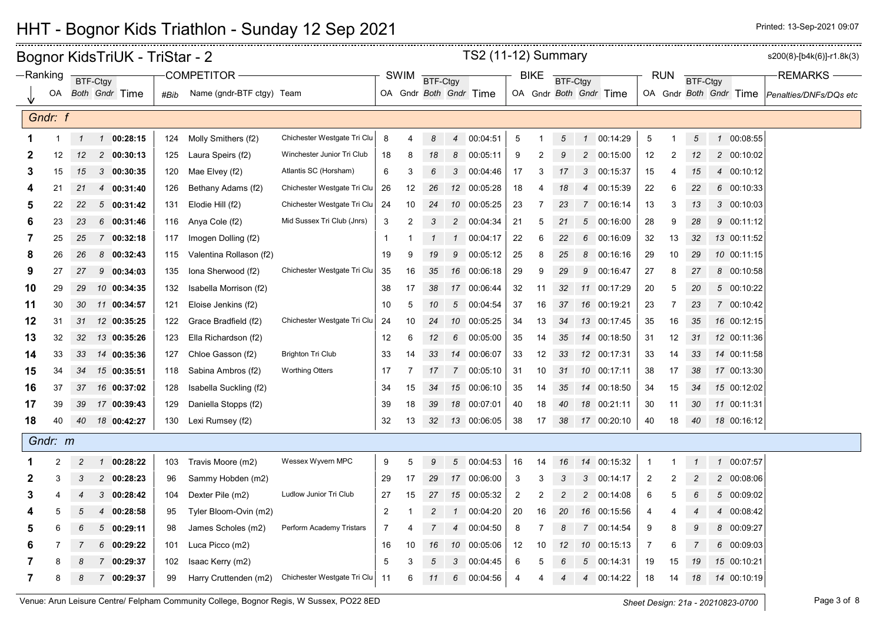# HHT - Bognor Kids Triathlon - Sunday 12 Sep 2021

Printed: 13-Sep-2021 09:07

## Bognor KidsTriUK - TriStar - 2

TS2 (11-12) Summary

s200(8)-[b4k(6)]-r1.8k(3)

| Ranking | OA | BTF-Ctgy Both | BTF-Ctgy Gndr | Time | #Bib | Name (gndr-BTF ctgy) | Team | SWIM OA | SWIM Gndr | SWIM BTF-Ctgy Both | SWIM BTF-Ctgy Gndr | SWIM Time | BIKE OA | BIKE Gndr | BIKE BTF-Ctgy Both | BIKE BTF-Ctgy Gndr | BIKE Time | RUN OA | RUN Gndr | RUN BTF-Ctgy Both | RUN BTF-Ctgy Gndr | RUN Time | REMARKS Penalties/DNFs/DQs etc |
|---|---|---|---|---|---|---|---|---|---|---|---|---|---|---|---|---|---|---|---|---|---|---|---|
| **Gndr: f** | | | | | | | | | | | | | | | | | | | | | | | |
| 1 | 1 | 1 | 1 | 00:28:15 | 124 | Molly Smithers (f2) | Chichester Westgate Tri Clu | 8 | 4 | 8 | 4 | 00:04:51 | 5 | 1 | 5 | 1 | 00:14:29 | 5 | 1 | 5 | 1 | 00:08:55 | |
| 2 | 12 | 12 | 2 | 00:30:13 | 125 | Laura Speirs (f2) | Winchester Junior Tri Club | 18 | 8 | 18 | 8 | 00:05:11 | 9 | 2 | 9 | 2 | 00:15:00 | 12 | 2 | 12 | 2 | 00:10:02 | |
| 3 | 15 | 15 | 3 | 00:30:35 | 120 | Mae Elvey (f2) | Atlantis SC (Horsham) | 6 | 3 | 6 | 3 | 00:04:46 | 17 | 3 | 17 | 3 | 00:15:37 | 15 | 4 | 15 | 4 | 00:10:12 | |
| 4 | 21 | 21 | 4 | 00:31:40 | 126 | Bethany Adams (f2) | Chichester Westgate Tri Clu | 26 | 12 | 26 | 12 | 00:05:28 | 18 | 4 | 18 | 4 | 00:15:39 | 22 | 6 | 22 | 6 | 00:10:33 | |
| 5 | 22 | 22 | 5 | 00:31:42 | 131 | Elodie Hill (f2) | Chichester Westgate Tri Clu | 24 | 10 | 24 | 10 | 00:05:25 | 23 | 7 | 23 | 7 | 00:16:14 | 13 | 3 | 13 | 3 | 00:10:03 | |
| 6 | 23 | 23 | 6 | 00:31:46 | 116 | Anya Cole (f2) | Mid Sussex Tri Club (Jnrs) | 3 | 2 | 3 | 2 | 00:04:34 | 21 | 5 | 21 | 5 | 00:16:00 | 28 | 9 | 28 | 9 | 00:11:12 | |
| 7 | 25 | 25 | 7 | 00:32:18 | 117 | Imogen Dolling (f2) | | 1 | 1 | 1 | 1 | 00:04:17 | 22 | 6 | 22 | 6 | 00:16:09 | 32 | 13 | 32 | 13 | 00:11:52 | |
| 8 | 26 | 26 | 8 | 00:32:43 | 115 | Valentina Rollason (f2) | | 19 | 9 | 19 | 9 | 00:05:12 | 25 | 8 | 25 | 8 | 00:16:16 | 29 | 10 | 29 | 10 | 00:11:15 | |
| 9 | 27 | 27 | 9 | 00:34:03 | 135 | Iona Sherwood (f2) | Chichester Westgate Tri Clu | 35 | 16 | 35 | 16 | 00:06:18 | 29 | 9 | 29 | 9 | 00:16:47 | 27 | 8 | 27 | 8 | 00:10:58 | |
| 10 | 29 | 29 | 10 | 00:34:35 | 132 | Isabella Morrison (f2) | | 38 | 17 | 38 | 17 | 00:06:44 | 32 | 11 | 32 | 11 | 00:17:29 | 20 | 5 | 20 | 5 | 00:10:22 | |
| 11 | 30 | 30 | 11 | 00:34:57 | 121 | Eloise Jenkins (f2) | | 10 | 5 | 10 | 5 | 00:04:54 | 37 | 16 | 37 | 16 | 00:19:21 | 23 | 7 | 23 | 7 | 00:10:42 | |
| 12 | 31 | 31 | 12 | 00:35:25 | 122 | Grace Bradfield (f2) | Chichester Westgate Tri Clu | 24 | 10 | 24 | 10 | 00:05:25 | 34 | 13 | 34 | 13 | 00:17:45 | 35 | 16 | 35 | 16 | 00:12:15 | |
| 13 | 32 | 32 | 13 | 00:35:26 | 123 | Ella Richardson (f2) | | 12 | 6 | 12 | 6 | 00:05:00 | 35 | 14 | 35 | 14 | 00:18:50 | 31 | 12 | 31 | 12 | 00:11:36 | |
| 14 | 33 | 33 | 14 | 00:35:36 | 127 | Chloe Gasson (f2) | Brighton Tri Club | 33 | 14 | 33 | 14 | 00:06:07 | 33 | 12 | 33 | 12 | 00:17:31 | 33 | 14 | 33 | 14 | 00:11:58 | |
| 15 | 34 | 34 | 15 | 00:35:51 | 118 | Sabina Ambros (f2) | Worthing Otters | 17 | 7 | 17 | 7 | 00:05:10 | 31 | 10 | 31 | 10 | 00:17:11 | 38 | 17 | 38 | 17 | 00:13:30 | |
| 16 | 37 | 37 | 16 | 00:37:02 | 128 | Isabella Suckling (f2) | | 34 | 15 | 34 | 15 | 00:06:10 | 35 | 14 | 35 | 14 | 00:18:50 | 34 | 15 | 34 | 15 | 00:12:02 | |
| 17 | 39 | 39 | 17 | 00:39:43 | 129 | Daniella Stopps (f2) | | 39 | 18 | 39 | 18 | 00:07:01 | 40 | 18 | 40 | 18 | 00:21:11 | 30 | 11 | 30 | 11 | 00:11:31 | |
| 18 | 40 | 40 | 18 | 00:42:27 | 130 | Lexi Rumsey (f2) | | 32 | 13 | 32 | 13 | 00:06:05 | 38 | 17 | 38 | 17 | 00:20:10 | 40 | 18 | 40 | 18 | 00:16:12 | |
| **Gndr: m** | | | | | | | | | | | | | | | | | | | | | | | |
| 1 | 2 | 2 | 1 | 00:28:22 | 103 | Travis Moore (m2) | Wessex Wyvern MPC | 9 | 5 | 9 | 5 | 00:04:53 | 16 | 14 | 16 | 14 | 00:15:32 | 1 | 1 | 1 | 1 | 00:07:57 | |
| 2 | 3 | 3 | 2 | 00:28:23 | 96 | Sammy Hobden (m2) | | 29 | 17 | 29 | 17 | 00:06:00 | 3 | 3 | 3 | 3 | 00:14:17 | 2 | 2 | 2 | 2 | 00:08:06 | |
| 3 | 4 | 4 | 3 | 00:28:42 | 104 | Dexter Pile (m2) | Ludlow Junior Tri Club | 27 | 15 | 27 | 15 | 00:05:32 | 2 | 2 | 2 | 2 | 00:14:08 | 6 | 5 | 6 | 5 | 00:09:02 | |
| 4 | 5 | 5 | 4 | 00:28:58 | 95 | Tyler Bloom-Ovin (m2) | | 2 | 1 | 2 | 1 | 00:04:20 | 20 | 16 | 20 | 16 | 00:15:56 | 4 | 4 | 4 | 4 | 00:08:42 | |
| 5 | 6 | 6 | 5 | 00:29:11 | 98 | James Scholes (m2) | Perform Academy Tristars | 7 | 4 | 7 | 4 | 00:04:50 | 8 | 7 | 8 | 7 | 00:14:54 | 9 | 8 | 9 | 8 | 00:09:27 | |
| 6 | 7 | 7 | 6 | 00:29:22 | 101 | Luca Picco (m2) | | 16 | 10 | 16 | 10 | 00:05:06 | 12 | 10 | 12 | 10 | 00:15:13 | 7 | 6 | 7 | 6 | 00:09:03 | |
| 7 | 8 | 8 | 7 | 00:29:37 | 102 | Isaac Kerry (m2) | | 5 | 3 | 5 | 3 | 00:04:45 | 6 | 5 | 6 | 5 | 00:14:31 | 19 | 15 | 19 | 15 | 00:10:21 | |
| 7 | 8 | 8 | 7 | 00:29:37 | 99 | Harry Cruttenden (m2) | Chichester Westgate Tri Clu | 11 | 6 | 11 | 6 | 00:04:56 | 4 | 4 | 4 | 4 | 00:14:22 | 18 | 14 | 18 | 14 | 00:10:19 | |

Venue: Arun Leisure Centre/ Felpham Community College, Bognor Regis, W Sussex, PO22 8ED

Sheet Design: 21a - 20210823-0700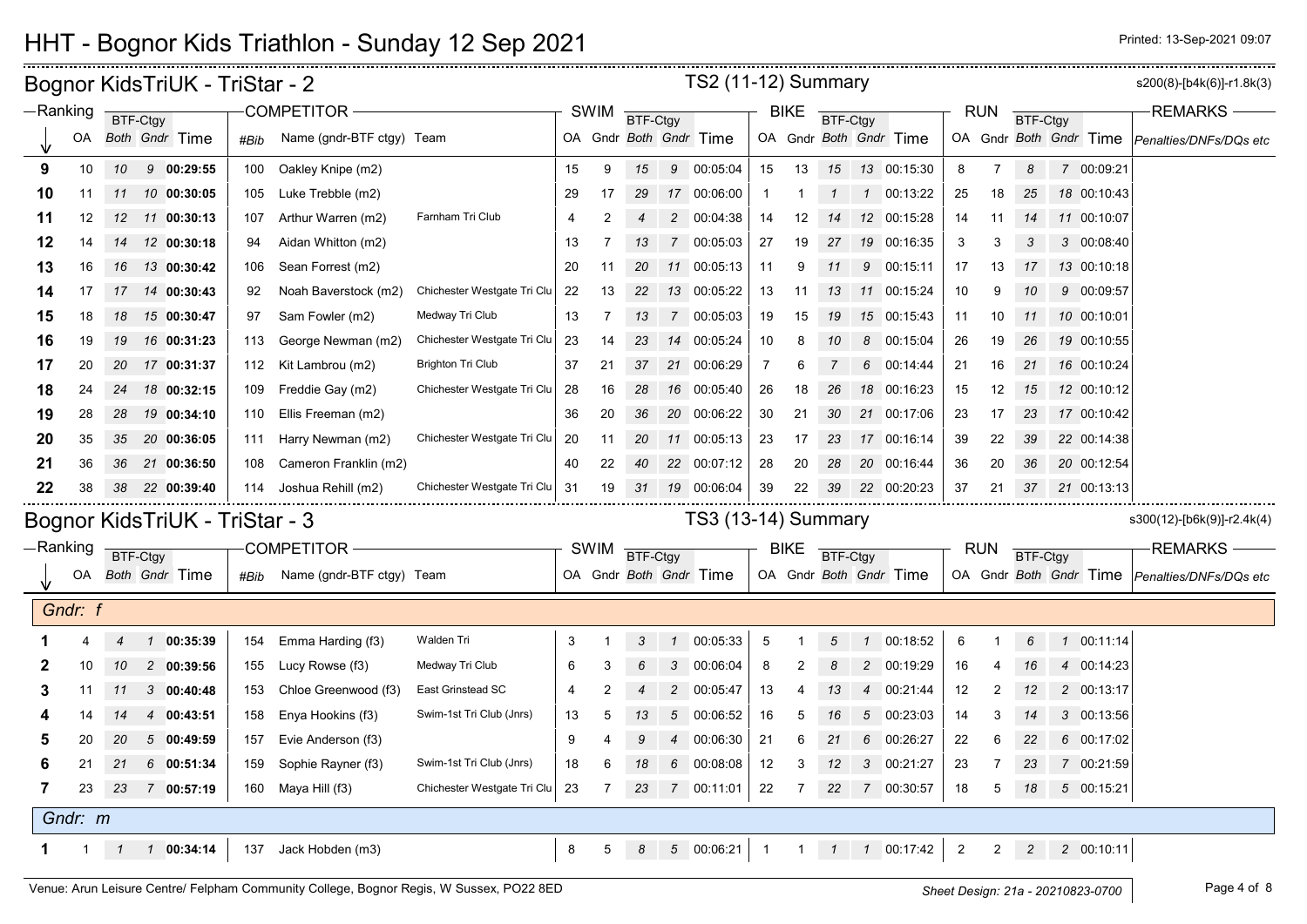# HHT - Bognor Kids Triathlon - Sunday 12 Sep 2021

Printed: 13-Sep-2021 09:07

## Bognor KidsTriUK - TriStar - 2

TS2 (11-12) Summary

s200(8)-[b4k(6)]-r1.8k(3)

| Ranking | OA | BTF-Ctgy Both | BTF-Ctgy Gndr | Time | #Bib | Name (gndr-BTF ctgy) | Team | SWIM OA | SWIM Gndr | SWIM BTF-Ctgy Both | SWIM BTF-Ctgy Gndr | SWIM Time | BIKE OA | BIKE Gndr | BIKE BTF-Ctgy Both | BIKE BTF-Ctgy Gndr | BIKE Time | RUN OA | RUN Gndr | RUN BTF-Ctgy Both | RUN BTF-Ctgy Gndr | RUN Time | REMARKS Penalties/DNFs/DQs etc |
|---|---|---|---|---|---|---|---|---|---|---|---|---|---|---|---|---|---|---|---|---|---|---|---|
| **9** | 10 | 10 | 9 | **00:29:55** | 100 | Oakley Knipe (m2) | | 15 | 9 | 15 | 9 | 00:05:04 | 15 | 13 | 15 | 13 | 00:15:30 | 8 | 7 | 8 | 7 | 00:09:21 | |
| **10** | 11 | 11 | 10 | **00:30:05** | 105 | Luke Trebble (m2) | | 29 | 17 | 29 | 17 | 00:06:00 | 1 | 1 | 1 | 1 | 00:13:22 | 25 | 18 | 25 | 18 | 00:10:43 | |
| **11** | 12 | 12 | 11 | **00:30:13** | 107 | Arthur Warren (m2) | Farnham Tri Club | 4 | 2 | 4 | 2 | 00:04:38 | 14 | 12 | 14 | 12 | 00:15:28 | 14 | 11 | 14 | 11 | 00:10:07 | |
| **12** | 14 | 14 | 12 | **00:30:18** | 94 | Aidan Whitton (m2) | | 13 | 7 | 13 | 7 | 00:05:03 | 27 | 19 | 27 | 19 | 00:16:35 | 3 | 3 | 3 | 3 | 00:08:40 | |
| **13** | 16 | 16 | 13 | **00:30:42** | 106 | Sean Forrest (m2) | | 20 | 11 | 20 | 11 | 00:05:13 | 11 | 9 | 11 | 9 | 00:15:11 | 17 | 13 | 17 | 13 | 00:10:18 | |
| **14** | 17 | 17 | 14 | **00:30:43** | 92 | Noah Baverstock (m2) | Chichester Westgate Tri Clu | 22 | 13 | 22 | 13 | 00:05:22 | 13 | 11 | 13 | 11 | 00:15:24 | 10 | 9 | 10 | 9 | 00:09:57 | |
| **15** | 18 | 18 | 15 | **00:30:47** | 97 | Sam Fowler (m2) | Medway Tri Club | 13 | 7 | 13 | 7 | 00:05:03 | 19 | 15 | 19 | 15 | 00:15:43 | 11 | 10 | 11 | 10 | 00:10:01 | |
| **16** | 19 | 19 | 16 | **00:31:23** | 113 | George Newman (m2) | Chichester Westgate Tri Clu | 23 | 14 | 23 | 14 | 00:05:24 | 10 | 8 | 10 | 8 | 00:15:04 | 26 | 19 | 26 | 19 | 00:10:55 | |
| **17** | 20 | 20 | 17 | **00:31:37** | 112 | Kit Lambrou (m2) | Brighton Tri Club | 37 | 21 | 37 | 21 | 00:06:29 | 7 | 6 | 7 | 6 | 00:14:44 | 21 | 16 | 21 | 16 | 00:10:24 | |
| **18** | 24 | 24 | 18 | **00:32:15** | 109 | Freddie Gay (m2) | Chichester Westgate Tri Clu | 28 | 16 | 28 | 16 | 00:05:40 | 26 | 18 | 26 | 18 | 00:16:23 | 15 | 12 | 15 | 12 | 00:10:12 | |
| **19** | 28 | 28 | 19 | **00:34:10** | 110 | Ellis Freeman (m2) | | 36 | 20 | 36 | 20 | 00:06:22 | 30 | 21 | 30 | 21 | 00:17:06 | 23 | 17 | 23 | 17 | 00:10:42 | |
| **20** | 35 | 35 | 20 | **00:36:05** | 111 | Harry Newman (m2) | Chichester Westgate Tri Clu | 20 | 11 | 20 | 11 | 00:05:13 | 23 | 17 | 23 | 17 | 00:16:14 | 39 | 22 | 39 | 22 | 00:14:38 | |
| **21** | 36 | 36 | 21 | **00:36:50** | 108 | Cameron Franklin (m2) | | 40 | 22 | 40 | 22 | 00:07:12 | 28 | 20 | 28 | 20 | 00:16:44 | 36 | 20 | 36 | 20 | 00:12:54 | |
| **22** | 38 | 38 | 22 | **00:39:40** | 114 | Joshua Rehill (m2) | Chichester Westgate Tri Clu | 31 | 19 | 31 | 19 | 00:06:04 | 39 | 22 | 39 | 22 | 00:20:23 | 37 | 21 | 37 | 21 | 00:13:13 | |

## Bognor KidsTriUK - TriStar - 3

TS3 (13-14) Summary

s300(12)-[b6k(9)]-r2.4k(4)

| Ranking | OA | BTF-Ctgy Both | BTF-Ctgy Gndr | Time | #Bib | Name (gndr-BTF ctgy) | Team | SWIM OA | SWIM Gndr | SWIM BTF-Ctgy Both | SWIM BTF-Ctgy Gndr | SWIM Time | BIKE OA | BIKE Gndr | BIKE BTF-Ctgy Both | BIKE BTF-Ctgy Gndr | BIKE Time | RUN OA | RUN Gndr | RUN BTF-Ctgy Both | RUN BTF-Ctgy Gndr | RUN Time | REMARKS Penalties/DNFs/DQs etc |
|---|---|---|---|---|---|---|---|---|---|---|---|---|---|---|---|---|---|---|---|---|---|---|---|
| *Gndr: f* | | | | | | | | | | | | | | | | | | | | | | | |
| **1** | 4 | 4 | 1 | **00:35:39** | 154 | Emma Harding (f3) | Walden Tri | 3 | 1 | 3 | 1 | 00:05:33 | 5 | 1 | 5 | 1 | 00:18:52 | 6 | 1 | 6 | 1 | 00:11:14 | |
| **2** | 10 | 10 | 2 | **00:39:56** | 155 | Lucy Rowse (f3) | Medway Tri Club | 6 | 3 | 6 | 3 | 00:06:04 | 8 | 2 | 8 | 2 | 00:19:29 | 16 | 4 | 16 | 4 | 00:14:23 | |
| **3** | 11 | 11 | 3 | **00:40:48** | 153 | Chloe Greenwood (f3) | East Grinstead SC | 4 | 2 | 4 | 2 | 00:05:47 | 13 | 4 | 13 | 4 | 00:21:44 | 12 | 2 | 12 | 2 | 00:13:17 | |
| **4** | 14 | 14 | 4 | **00:43:51** | 158 | Enya Hookins (f3) | Swim-1st Tri Club (Jnrs) | 13 | 5 | 13 | 5 | 00:06:52 | 16 | 5 | 16 | 5 | 00:23:03 | 14 | 3 | 14 | 3 | 00:13:56 | |
| **5** | 20 | 20 | 5 | **00:49:59** | 157 | Evie Anderson (f3) | | 9 | 4 | 9 | 4 | 00:06:30 | 21 | 6 | 21 | 6 | 00:26:27 | 22 | 6 | 22 | 6 | 00:17:02 | |
| **6** | 21 | 21 | 6 | **00:51:34** | 159 | Sophie Rayner (f3) | Swim-1st Tri Club (Jnrs) | 18 | 6 | 18 | 6 | 00:08:08 | 12 | 3 | 12 | 3 | 00:21:27 | 23 | 7 | 23 | 7 | 00:21:59 | |
| **7** | 23 | 23 | 7 | **00:57:19** | 160 | Maya Hill (f3) | Chichester Westgate Tri Clu | 23 | 7 | 23 | 7 | 00:11:01 | 22 | 7 | 22 | 7 | 00:30:57 | 18 | 5 | 18 | 5 | 00:15:21 | |
| *Gndr: m* | | | | | | | | | | | | | | | | | | | | | | | |
| **1** | 1 | 1 | 1 | **00:34:14** | 137 | Jack Hobden (m3) | | 8 | 5 | 8 | 5 | 00:06:21 | 1 | 1 | 1 | 1 | 00:17:42 | 2 | 2 | 2 | 2 | 00:10:11 | |

Venue: Arun Leisure Centre/ Felpham Community College, Bognor Regis, W Sussex, PO22 8ED

Sheet Design: 21a - 20210823-0700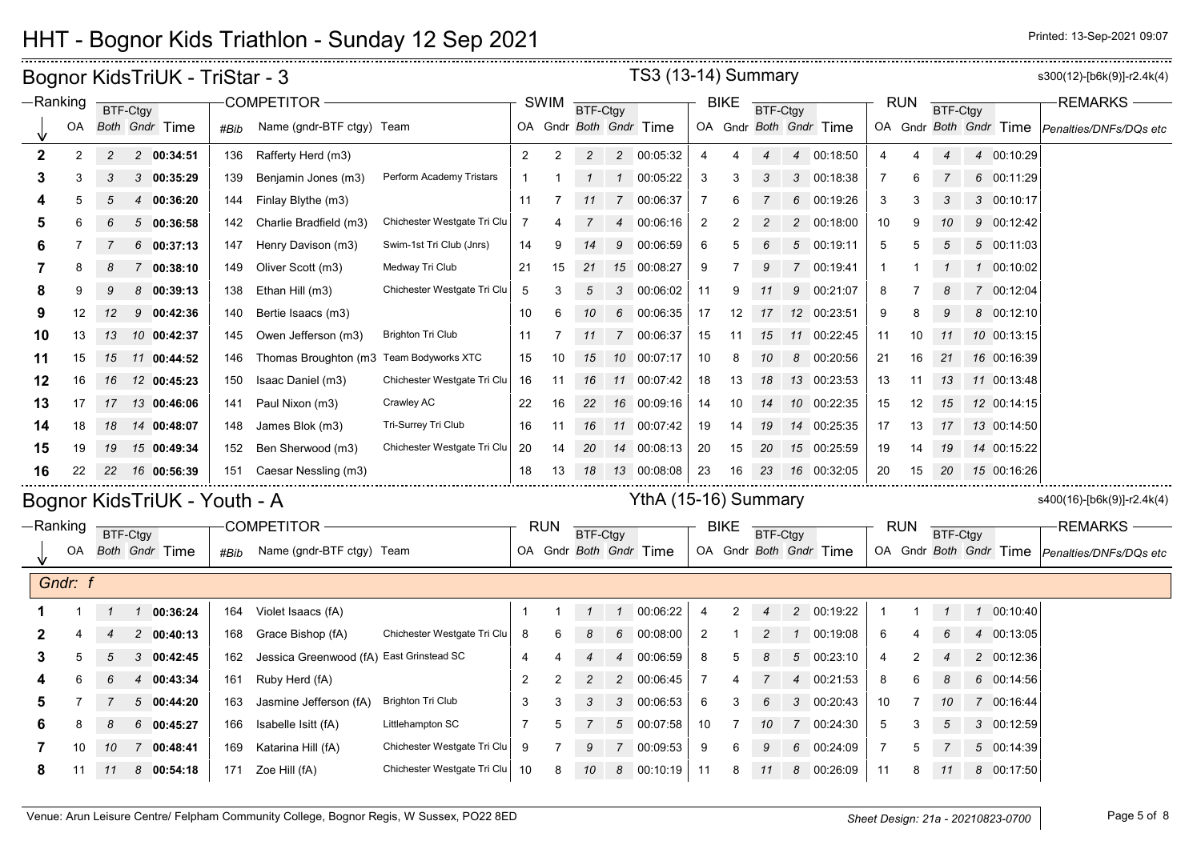# HHT - Bognor Kids Triathlon - Sunday 12 Sep 2021

## Bognor KidsTriUK - TriStar - 3

TS3 (13-14) Summary

s300(12)-[b6k(9)]-r2.4k(4)

| Ranking | | | | | COMPETITOR | | | SWIM | | | | | BIKE | | | | | RUN | | | | | REMARKS |
|---|---|---|---|---|---|---|---|---|---|---|---|---|---|---|---|---|---|---|---|---|---|---|---|
| | | BTF-Ctgy | | | | | | | | BTF-Ctgy | | | | | BTF-Ctgy | | | | | BTF-Ctgy | | | |
| ↓ | OA | Both | Gndr | Time | #Bib | Name (gndr-BTF ctgy) | Team | OA | Gndr | Both | Gndr | Time | OA | Gndr | Both | Gndr | Time | OA | Gndr | Both | Gndr | Time | Penalties/DNFs/DQs etc |
| **2** | 2 | 2 | 2 | **00:34:51** | 136 | Rafferty Herd (m3) | | 2 | 2 | 2 | 2 | 00:05:32 | 4 | 4 | 4 | 4 | 00:18:50 | 4 | 4 | 4 | 4 | 00:10:29 | |
| **3** | 3 | 3 | 3 | **00:35:29** | 139 | Benjamin Jones (m3) | Perform Academy Tristars | 1 | 1 | 1 | 1 | 00:05:22 | 3 | 3 | 3 | 3 | 00:18:38 | 7 | 6 | 7 | 6 | 00:11:29 | |
| **4** | 5 | 5 | 4 | **00:36:20** | 144 | Finlay Blythe (m3) | | 11 | 7 | 11 | 7 | 00:06:37 | 7 | 6 | 7 | 6 | 00:19:26 | 3 | 3 | 3 | 3 | 00:10:17 | |
| **5** | 6 | 6 | 5 | **00:36:58** | 142 | Charlie Bradfield (m3) | Chichester Westgate Tri Clu | 7 | 4 | 7 | 4 | 00:06:16 | 2 | 2 | 2 | 2 | 00:18:00 | 10 | 9 | 10 | 9 | 00:12:42 | |
| **6** | 7 | 7 | 6 | **00:37:13** | 147 | Henry Davison (m3) | Swim-1st Tri Club (Jnrs) | 14 | 9 | 14 | 9 | 00:06:59 | 6 | 5 | 6 | 5 | 00:19:11 | 5 | 5 | 5 | 5 | 00:11:03 | |
| **7** | 8 | 8 | 7 | **00:38:10** | 149 | Oliver Scott (m3) | Medway Tri Club | 21 | 15 | 21 | 15 | 00:08:27 | 9 | 7 | 9 | 7 | 00:19:41 | 1 | 1 | 1 | 1 | 00:10:02 | |
| **8** | 9 | 9 | 8 | **00:39:13** | 138 | Ethan Hill (m3) | Chichester Westgate Tri Clu | 5 | 3 | 5 | 3 | 00:06:02 | 11 | 9 | 11 | 9 | 00:21:07 | 8 | 7 | 8 | 7 | 00:12:04 | |
| **9** | 12 | 12 | 9 | **00:42:36** | 140 | Bertie Isaacs (m3) | | 10 | 6 | 10 | 6 | 00:06:35 | 17 | 12 | 17 | 12 | 00:23:51 | 9 | 8 | 9 | 8 | 00:12:10 | |
| **10** | 13 | 13 | 10 | **00:42:37** | 145 | Owen Jefferson (m3) | Brighton Tri Club | 11 | 7 | 11 | 7 | 00:06:37 | 15 | 11 | 15 | 11 | 00:22:45 | 11 | 10 | 11 | 10 | 00:13:15 | |
| **11** | 15 | 15 | 11 | **00:44:52** | 146 | Thomas Broughton (m3 | Team Bodyworks XTC | 15 | 10 | 15 | 10 | 00:07:17 | 10 | 8 | 10 | 8 | 00:20:56 | 21 | 16 | 21 | 16 | 00:16:39 | |
| **12** | 16 | 16 | 12 | **00:45:23** | 150 | Isaac Daniel (m3) | Chichester Westgate Tri Clu | 16 | 11 | 16 | 11 | 00:07:42 | 18 | 13 | 18 | 13 | 00:23:53 | 13 | 11 | 13 | 11 | 00:13:48 | |
| **13** | 17 | 17 | 13 | **00:46:06** | 141 | Paul Nixon (m3) | Crawley AC | 22 | 16 | 22 | 16 | 00:09:16 | 14 | 10 | 14 | 10 | 00:22:35 | 15 | 12 | 15 | 12 | 00:14:15 | |
| **14** | 18 | 18 | 14 | **00:48:07** | 148 | James Blok (m3) | Tri-Surrey Tri Club | 16 | 11 | 16 | 11 | 00:07:42 | 19 | 14 | 19 | 14 | 00:25:35 | 17 | 13 | 17 | 13 | 00:14:50 | |
| **15** | 19 | 19 | 15 | **00:49:34** | 152 | Ben Sherwood (m3) | Chichester Westgate Tri Clu | 20 | 14 | 20 | 14 | 00:08:13 | 20 | 15 | 20 | 15 | 00:25:59 | 19 | 14 | 19 | 14 | 00:15:22 | |
| **16** | 22 | 22 | 16 | **00:56:39** | 151 | Caesar Nessling (m3) | | 18 | 13 | 18 | 13 | 00:08:08 | 23 | 16 | 23 | 16 | 00:32:05 | 20 | 15 | 20 | 15 | 00:16:26 | |

## Bognor KidsTriUK - Youth - A

YthA (15-16) Summary

s400(16)-[b6k(9)]-r2.4k(4)

| Ranking | | | | | COMPETITOR | | | RUN | | | | | BIKE | | | | | RUN | | | | | REMARKS |
|---|---|---|---|---|---|---|---|---|---|---|---|---|---|---|---|---|---|---|---|---|---|---|---|
| | | BTF-Ctgy | | | | | | | | BTF-Ctgy | | | | | BTF-Ctgy | | | | | BTF-Ctgy | | | |
| ↓ | OA | Both | Gndr | Time | #Bib | Name (gndr-BTF ctgy) | Team | OA | Gndr | Both | Gndr | Time | OA | Gndr | Both | Gndr | Time | OA | Gndr | Both | Gndr | Time | Penalties/DNFs/DQs etc |
| *Gndr: f* | | | | | | | | | | | | | | | | | | | | | | | |
| **1** | 1 | 1 | 1 | **00:36:24** | 164 | Violet Isaacs (fA) | | 1 | 1 | 1 | 1 | 00:06:22 | 4 | 2 | 4 | 2 | 00:19:22 | 1 | 1 | 1 | 1 | 00:10:40 | |
| **2** | 4 | 4 | 2 | **00:40:13** | 168 | Grace Bishop (fA) | Chichester Westgate Tri Clu | 8 | 6 | 8 | 6 | 00:08:00 | 2 | 1 | 2 | 1 | 00:19:08 | 6 | 4 | 6 | 4 | 00:13:05 | |
| **3** | 5 | 5 | 3 | **00:42:45** | 162 | Jessica Greenwood (fA) | East Grinstead SC | 4 | 4 | 4 | 4 | 00:06:59 | 8 | 5 | 8 | 5 | 00:23:10 | 4 | 2 | 4 | 2 | 00:12:36 | |
| **4** | 6 | 6 | 4 | **00:43:34** | 161 | Ruby Herd (fA) | | 2 | 2 | 2 | 2 | 00:06:45 | 7 | 4 | 7 | 4 | 00:21:53 | 8 | 6 | 8 | 6 | 00:14:56 | |
| **5** | 7 | 7 | 5 | **00:44:20** | 163 | Jasmine Jefferson (fA) | Brighton Tri Club | 3 | 3 | 3 | 3 | 00:06:53 | 6 | 3 | 6 | 3 | 00:20:43 | 10 | 7 | 10 | 7 | 00:16:44 | |
| **6** | 8 | 8 | 6 | **00:45:27** | 166 | Isabelle Isitt (fA) | Littlehampton SC | 7 | 5 | 7 | 5 | 00:07:58 | 10 | 7 | 10 | 7 | 00:24:30 | 5 | 3 | 5 | 3 | 00:12:59 | |
| **7** | 10 | 10 | 7 | **00:48:41** | 169 | Katarina Hill (fA) | Chichester Westgate Tri Clu | 9 | 7 | 9 | 7 | 00:09:53 | 9 | 6 | 9 | 6 | 00:24:09 | 7 | 5 | 7 | 5 | 00:14:39 | |
| **8** | 11 | 11 | 8 | **00:54:18** | 171 | Zoe Hill (fA) | Chichester Westgate Tri Clu | 10 | 8 | 10 | 8 | 00:10:19 | 11 | 8 | 11 | 8 | 00:26:09 | 11 | 8 | 11 | 8 | 00:17:50 | |

Venue: Arun Leisure Centre/ Felpham Community College, Bognor Regis, W Sussex, PO22 8ED

Sheet Design: 21a - 20210823-0700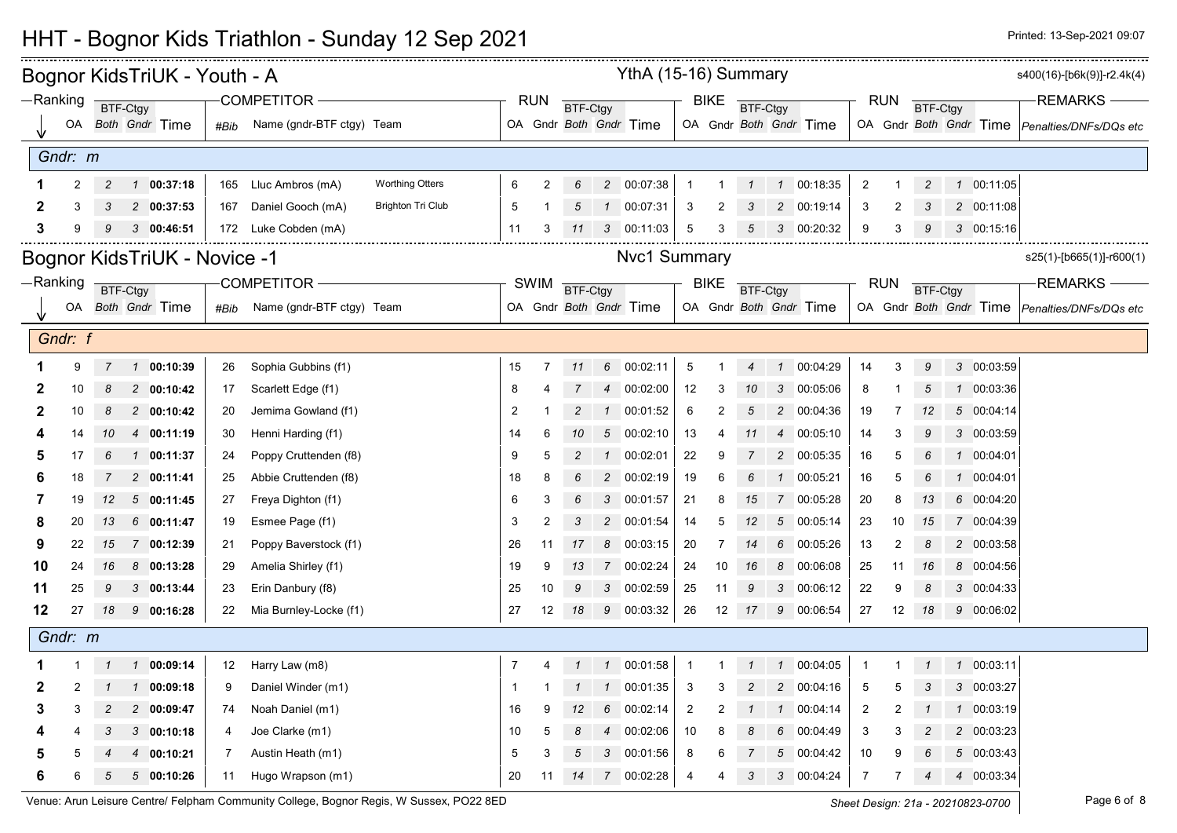# HHT - Bognor Kids Triathlon - Sunday 12 Sep 2021

Printed: 13-Sep-2021 09:07

## Bognor KidsTriUK - Youth - A

YthA (15-16) Summary

s400(16)-[b6k(9)]-r2.4k(4)

| Ranking | OA | BTF-Ctgy Both | BTF-Ctgy Gndr | Time | #Bib | Name (gndr-BTF ctgy) | Team | RUN OA | RUN Gndr | RUN BTF-Ctgy Both | RUN BTF-Ctgy Gndr | RUN Time | BIKE OA | BIKE Gndr | BIKE BTF-Ctgy Both | BIKE BTF-Ctgy Gndr | BIKE Time | RUN OA | RUN Gndr | RUN BTF-Ctgy Both | RUN BTF-Ctgy Gndr | RUN Time | REMARKS Penalties/DNFs/DQs etc |
|---|---|---|---|---|---|---|---|---|---|---|---|---|---|---|---|---|---|---|---|---|---|---|---|
| **Gndr: m** | | | | | | | | | | | | | | | | | | | | | | | |
| **1** | 2 | 2 | 1 | **00:37:18** | 165 | Lluc Ambros (mA) | Worthing Otters | 6 | 2 | 6 | 2 | 00:07:38 | 1 | 1 | 1 | 1 | 00:18:35 | 2 | 1 | 2 | 1 | 00:11:05 | |
| **2** | 3 | 3 | 2 | **00:37:53** | 167 | Daniel Gooch (mA) | Brighton Tri Club | 5 | 1 | 5 | 1 | 00:07:31 | 3 | 2 | 3 | 2 | 00:19:14 | 3 | 2 | 3 | 2 | 00:11:08 | |
| **3** | 9 | 9 | 3 | **00:46:51** | 172 | Luke Cobden (mA) | | 11 | 3 | 11 | 3 | 00:11:03 | 5 | 3 | 5 | 3 | 00:20:32 | 9 | 3 | 9 | 3 | 00:15:16 | |

## Bognor KidsTriUK - Novice -1

Nvc1 Summary

s25(1)-[b665(1)]-r600(1)

| Ranking | OA | BTF-Ctgy Both | BTF-Ctgy Gndr | Time | #Bib | Name (gndr-BTF ctgy) | Team | SWIM OA | SWIM Gndr | SWIM BTF-Ctgy Both | SWIM BTF-Ctgy Gndr | SWIM Time | BIKE OA | BIKE Gndr | BIKE BTF-Ctgy Both | BIKE BTF-Ctgy Gndr | BIKE Time | RUN OA | RUN Gndr | RUN BTF-Ctgy Both | RUN BTF-Ctgy Gndr | RUN Time | REMARKS Penalties/DNFs/DQs etc |
|---|---|---|---|---|---|---|---|---|---|---|---|---|---|---|---|---|---|---|---|---|---|---|---|
| **Gndr: f** | | | | | | | | | | | | | | | | | | | | | | | |
| **1** | 9 | 7 | 1 | **00:10:39** | 26 | Sophia Gubbins (f1) | | 15 | 7 | 11 | 6 | 00:02:11 | 5 | 1 | 4 | 1 | 00:04:29 | 14 | 3 | 9 | 3 | 00:03:59 | |
| **2** | 10 | 8 | 2 | **00:10:42** | 17 | Scarlett Edge (f1) | | 8 | 4 | 7 | 4 | 00:02:00 | 12 | 3 | 10 | 3 | 00:05:06 | 8 | 1 | 5 | 1 | 00:03:36 | |
| **2** | 10 | 8 | 2 | **00:10:42** | 20 | Jemima Gowland (f1) | | 2 | 1 | 2 | 1 | 00:01:52 | 6 | 2 | 5 | 2 | 00:04:36 | 19 | 7 | 12 | 5 | 00:04:14 | |
| **4** | 14 | 10 | 4 | **00:11:19** | 30 | Henni Harding (f1) | | 14 | 6 | 10 | 5 | 00:02:10 | 13 | 4 | 11 | 4 | 00:05:10 | 14 | 3 | 9 | 3 | 00:03:59 | |
| **5** | 17 | 6 | 1 | **00:11:37** | 24 | Poppy Cruttenden (f8) | | 9 | 5 | 2 | 1 | 00:02:01 | 22 | 9 | 7 | 2 | 00:05:35 | 16 | 5 | 6 | 1 | 00:04:01 | |
| **6** | 18 | 7 | 2 | **00:11:41** | 25 | Abbie Cruttenden (f8) | | 18 | 8 | 6 | 2 | 00:02:19 | 19 | 6 | 6 | 1 | 00:05:21 | 16 | 5 | 6 | 1 | 00:04:01 | |
| **7** | 19 | 12 | 5 | **00:11:45** | 27 | Freya Dighton (f1) | | 6 | 3 | 6 | 3 | 00:01:57 | 21 | 8 | 15 | 7 | 00:05:28 | 20 | 8 | 13 | 6 | 00:04:20 | |
| **8** | 20 | 13 | 6 | **00:11:47** | 19 | Esmee Page (f1) | | 3 | 2 | 3 | 2 | 00:01:54 | 14 | 5 | 12 | 5 | 00:05:14 | 23 | 10 | 15 | 7 | 00:04:39 | |
| **9** | 22 | 15 | 7 | **00:12:39** | 21 | Poppy Baverstock (f1) | | 26 | 11 | 17 | 8 | 00:03:15 | 20 | 7 | 14 | 6 | 00:05:26 | 13 | 2 | 8 | 2 | 00:03:58 | |
| **10** | 24 | 16 | 8 | **00:13:28** | 29 | Amelia Shirley (f1) | | 19 | 9 | 13 | 7 | 00:02:24 | 24 | 10 | 16 | 8 | 00:06:08 | 25 | 11 | 16 | 8 | 00:04:56 | |
| **11** | 25 | 9 | 3 | **00:13:44** | 23 | Erin Danbury (f8) | | 25 | 10 | 9 | 3 | 00:02:59 | 25 | 11 | 9 | 3 | 00:06:12 | 22 | 9 | 8 | 3 | 00:04:33 | |
| **12** | 27 | 18 | 9 | **00:16:28** | 22 | Mia Burnley-Locke (f1) | | 27 | 12 | 18 | 9 | 00:03:32 | 26 | 12 | 17 | 9 | 00:06:54 | 27 | 12 | 18 | 9 | 00:06:02 | |
| **Gndr: m** | | | | | | | | | | | | | | | | | | | | | | | |
| **1** | 1 | 1 | 1 | **00:09:14** | 12 | Harry Law (m8) | | 7 | 4 | 1 | 1 | 00:01:58 | 1 | 1 | 1 | 1 | 00:04:05 | 1 | 1 | 1 | 1 | 00:03:11 | |
| **2** | 2 | 1 | 1 | **00:09:18** | 9 | Daniel Winder (m1) | | 1 | 1 | 1 | 1 | 00:01:35 | 3 | 3 | 2 | 2 | 00:04:16 | 5 | 5 | 3 | 3 | 00:03:27 | |
| **3** | 3 | 2 | 2 | **00:09:47** | 74 | Noah Daniel (m1) | | 16 | 9 | 12 | 6 | 00:02:14 | 2 | 2 | 1 | 1 | 00:04:14 | 2 | 2 | 1 | 1 | 00:03:19 | |
| **4** | 4 | 3 | 3 | **00:10:18** | 4 | Joe Clarke (m1) | | 10 | 5 | 8 | 4 | 00:02:06 | 10 | 8 | 8 | 6 | 00:04:49 | 3 | 3 | 2 | 2 | 00:03:23 | |
| **5** | 5 | 4 | 4 | **00:10:21** | 7 | Austin Heath (m1) | | 5 | 3 | 5 | 3 | 00:01:56 | 8 | 6 | 7 | 5 | 00:04:42 | 10 | 9 | 6 | 5 | 00:03:43 | |
| **6** | 6 | 5 | 5 | **00:10:26** | 11 | Hugo Wrapson (m1) | | 20 | 11 | 14 | 7 | 00:02:28 | 4 | 4 | 3 | 3 | 00:04:24 | 7 | 7 | 4 | 4 | 00:03:34 | |

Venue: Arun Leisure Centre/ Felpham Community College, Bognor Regis, W Sussex, PO22 8ED

Sheet Design: 21a - 20210823-0700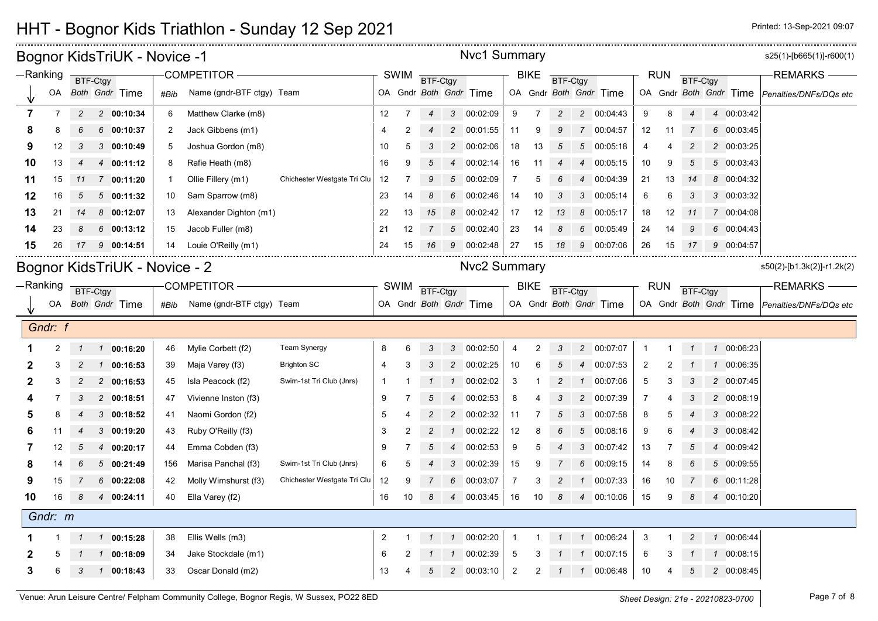# HHT - Bognor Kids Triathlon - Sunday 12 Sep 2021

Printed: 13-Sep-2021 09:07

## Bognor KidsTriUK - Novice -1

Nvc1 Summary

s25(1)-[b665(1)]-r600(1)

| Ranking | OA | BTF-Ctgy Both | BTF-Ctgy Gndr | Time | #Bib | Name (gndr-BTF ctgy) | Team | SWIM OA | SWIM Gndr | SWIM BTF-Ctgy Both | SWIM BTF-Ctgy Gndr | SWIM Time | BIKE OA | BIKE Gndr | BIKE BTF-Ctgy Both | BIKE BTF-Ctgy Gndr | BIKE Time | RUN OA | RUN Gndr | RUN BTF-Ctgy Both | RUN BTF-Ctgy Gndr | RUN Time | REMARKS Penalties/DNFs/DQs etc |
|---|---|---|---|---|---|---|---|---|---|---|---|---|---|---|---|---|---|---|---|---|---|---|---|
| 7 | 7 | 2 | 2 | **00:10:34** | 6 | Matthew Clarke (m8) | | 12 | 7 | 4 | 3 | 00:02:09 | 9 | 7 | 2 | 2 | 00:04:43 | 9 | 8 | 4 | 4 | 00:03:42 | |
| 8 | 8 | 6 | 6 | **00:10:37** | 2 | Jack Gibbens (m1) | | 4 | 2 | 4 | 2 | 00:01:55 | 11 | 9 | 9 | 7 | 00:04:57 | 12 | 11 | 7 | 6 | 00:03:45 | |
| 9 | 12 | 3 | 3 | **00:10:49** | 5 | Joshua Gordon (m8) | | 10 | 5 | 3 | 2 | 00:02:06 | 18 | 13 | 5 | 5 | 00:05:18 | 4 | 4 | 2 | 2 | 00:03:25 | |
| 10 | 13 | 4 | 4 | **00:11:12** | 8 | Rafie Heath (m8) | | 16 | 9 | 5 | 4 | 00:02:14 | 16 | 11 | 4 | 4 | 00:05:15 | 10 | 9 | 5 | 5 | 00:03:43 | |
| 11 | 15 | 11 | 7 | **00:11:20** | 1 | Ollie Fillery (m1) | Chichester Westgate Tri Clu | 12 | 7 | 9 | 5 | 00:02:09 | 7 | 5 | 6 | 4 | 00:04:39 | 21 | 13 | 14 | 8 | 00:04:32 | |
| 12 | 16 | 5 | 5 | **00:11:32** | 10 | Sam Sparrow (m8) | | 23 | 14 | 8 | 6 | 00:02:46 | 14 | 10 | 3 | 3 | 00:05:14 | 6 | 6 | 3 | 3 | 00:03:32 | |
| 13 | 21 | 14 | 8 | **00:12:07** | 13 | Alexander Dighton (m1) | | 22 | 13 | 15 | 8 | 00:02:42 | 17 | 12 | 13 | 8 | 00:05:17 | 18 | 12 | 11 | 7 | 00:04:08 | |
| 14 | 23 | 8 | 6 | **00:13:12** | 15 | Jacob Fuller (m8) | | 21 | 12 | 7 | 5 | 00:02:40 | 23 | 14 | 8 | 6 | 00:05:49 | 24 | 14 | 9 | 6 | 00:04:43 | |
| 15 | 26 | 17 | 9 | **00:14:51** | 14 | Louie O'Reilly (m1) | | 24 | 15 | 16 | 9 | 00:02:48 | 27 | 15 | 18 | 9 | 00:07:06 | 26 | 15 | 17 | 9 | 00:04:57 | |

## Bognor KidsTriUK - Novice - 2

Nvc2 Summary

s50(2)-[b1.3k(2)]-r1.2k(2)

| Ranking | OA | BTF-Ctgy Both | BTF-Ctgy Gndr | Time | #Bib | Name (gndr-BTF ctgy) | Team | SWIM OA | SWIM Gndr | SWIM BTF-Ctgy Both | SWIM BTF-Ctgy Gndr | SWIM Time | BIKE OA | BIKE Gndr | BIKE BTF-Ctgy Both | BIKE BTF-Ctgy Gndr | BIKE Time | RUN OA | RUN Gndr | RUN BTF-Ctgy Both | RUN BTF-Ctgy Gndr | RUN Time | REMARKS Penalties/DNFs/DQs etc |
|---|---|---|---|---|---|---|---|---|---|---|---|---|---|---|---|---|---|---|---|---|---|---|---|
| *Gndr: f* | | | | | | | | | | | | | | | | | | | | | | | |
| 1 | 2 | 1 | 1 | **00:16:20** | 46 | Mylie Corbett (f2) | Team Synergy | 8 | 6 | 3 | 3 | 00:02:50 | 4 | 2 | 3 | 2 | 00:07:07 | 1 | 1 | 1 | 1 | 00:06:23 | |
| 2 | 3 | 2 | 1 | **00:16:53** | 39 | Maja Varey (f3) | Brighton SC | 4 | 3 | 3 | 2 | 00:02:25 | 10 | 6 | 5 | 4 | 00:07:53 | 2 | 2 | 1 | 1 | 00:06:35 | |
| 2 | 3 | 2 | 2 | **00:16:53** | 45 | Isla Peacock (f2) | Swim-1st Tri Club (Jnrs) | 1 | 1 | 1 | 1 | 00:02:02 | 3 | 1 | 2 | 1 | 00:07:06 | 5 | 3 | 3 | 2 | 00:07:45 | |
| 4 | 7 | 3 | 2 | **00:18:51** | 47 | Vivienne Inston (f3) | | 9 | 7 | 5 | 4 | 00:02:53 | 8 | 4 | 3 | 2 | 00:07:39 | 7 | 4 | 3 | 2 | 00:08:19 | |
| 5 | 8 | 4 | 3 | **00:18:52** | 41 | Naomi Gordon (f2) | | 5 | 4 | 2 | 2 | 00:02:32 | 11 | 7 | 5 | 3 | 00:07:58 | 8 | 5 | 4 | 3 | 00:08:22 | |
| 6 | 11 | 4 | 3 | **00:19:20** | 43 | Ruby O'Reilly (f3) | | 3 | 2 | 2 | 1 | 00:02:22 | 12 | 8 | 6 | 5 | 00:08:16 | 9 | 6 | 4 | 3 | 00:08:42 | |
| 7 | 12 | 5 | 4 | **00:20:17** | 44 | Emma Cobden (f3) | | 9 | 7 | 5 | 4 | 00:02:53 | 9 | 5 | 4 | 3 | 00:07:42 | 13 | 7 | 5 | 4 | 00:09:42 | |
| 8 | 14 | 6 | 5 | **00:21:49** | 156 | Marisa Panchal (f3) | Swim-1st Tri Club (Jnrs) | 6 | 5 | 4 | 3 | 00:02:39 | 15 | 9 | 7 | 6 | 00:09:15 | 14 | 8 | 6 | 5 | 00:09:55 | |
| 9 | 15 | 7 | 6 | **00:22:08** | 42 | Molly Wimshurst (f3) | Chichester Westgate Tri Clu | 12 | 9 | 7 | 6 | 00:03:07 | 7 | 3 | 2 | 1 | 00:07:33 | 16 | 10 | 7 | 6 | 00:11:28 | |
| 10 | 16 | 8 | 4 | **00:24:11** | 40 | Ella Varey (f2) | | 16 | 10 | 8 | 4 | 00:03:45 | 16 | 10 | 8 | 4 | 00:10:06 | 15 | 9 | 8 | 4 | 00:10:20 | |
| *Gndr: m* | | | | | | | | | | | | | | | | | | | | | | | |
| 1 | 1 | 1 | 1 | **00:15:28** | 38 | Ellis Wells (m3) | | 2 | 1 | 1 | 1 | 00:02:20 | 1 | 1 | 1 | 1 | 00:06:24 | 3 | 1 | 2 | 1 | 00:06:44 | |
| 2 | 5 | 1 | 1 | **00:18:09** | 34 | Jake Stockdale (m1) | | 6 | 2 | 1 | 1 | 00:02:39 | 5 | 3 | 1 | 1 | 00:07:15 | 6 | 3 | 1 | 1 | 00:08:15 | |
| 3 | 6 | 3 | 1 | **00:18:43** | 33 | Oscar Donald (m2) | | 13 | 4 | 5 | 2 | 00:03:10 | 2 | 2 | 1 | 1 | 00:06:48 | 10 | 4 | 5 | 2 | 00:08:45 | |

Venue: Arun Leisure Centre/ Felpham Community College, Bognor Regis, W Sussex, PO22 8ED

Sheet Design: 21a - 20210823-0700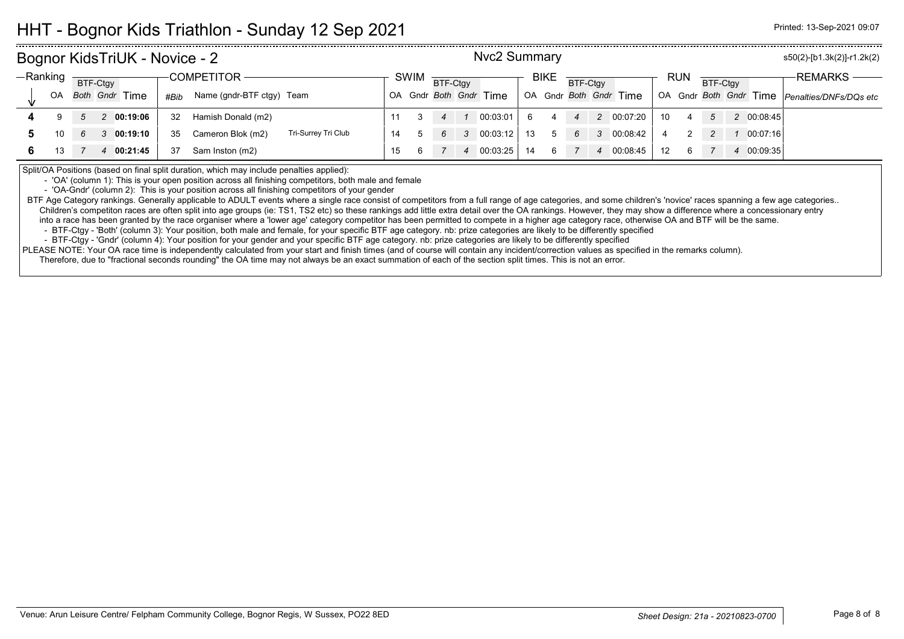# HHT - Bognor Kids Triathlon - Sunday 12 Sep 2021

Printed: 13-Sep-2021 09:07

## Bognor KidsTriUK - Novice - 2

Nvc2 Summary

s50(2)-[b1.3k(2)]-r1.2k(2)

| Ranking | | | | | COMPETITOR | | | SWIM | | | | | BIKE | | | | | RUN | | | | | REMARKS |
|---|---|---|---|---|---|---|---|---|---|---|---|---|---|---|---|---|---|---|---|---|---|---|---|
| | | BTF-Ctgy | | | | | | | | BTF-Ctgy | | | | | BTF-Ctgy | | | | | BTF-Ctgy | | | |
| ↓ | OA | *Both* | *Gndr* | Time | *#Bib* | Name (gndr-BTF ctgy) | Team | OA | Gndr | *Both* | *Gndr* | Time | OA | Gndr | *Both* | *Gndr* | Time | OA | Gndr | *Both* | *Gndr* | Time | *Penalties/DNFs/DQs etc* |
| **4** | 9 | *5* | *2* | **00:19:06** | 32 | Hamish Donald (m2) | | 11 | 3 | *4* | *1* | 00:03:01 | 6 | 4 | *4* | *2* | 00:07:20 | 10 | 4 | *5* | *2* | 00:08:45 | |
| **5** | 10 | *6* | *3* | **00:19:10** | 35 | Cameron Blok (m2) | Tri-Surrey Tri Club | 14 | 5 | *6* | *3* | 00:03:12 | 13 | 5 | *6* | *3* | 00:08:42 | 4 | 2 | *2* | *1* | 00:07:16 | |
| **6** | 13 | *7* | *4* | **00:21:45** | 37 | Sam Inston (m2) | | 15 | 6 | *7* | *4* | 00:03:25 | 14 | 6 | *7* | *4* | 00:08:45 | 12 | 6 | *7* | *4* | 00:09:35 | |

Split/OA Positions (based on final split duration, which may include penalties applied):
- 'OA' (column 1): This is your open position across all finishing competitors, both male and female
- 'OA-Gndr' (column 2): This is your position across all finishing competitors of your gender

BTF Age Category rankings. Generally applicable to ADULT events where a single race consist of competitors from a full range of age categories, and some children's 'novice' races spanning a few age categories.. Children's competiton races are often split into age groups (ie: TS1, TS2 etc) so these rankings add little extra detail over the OA rankings. However, they may show a difference where a concessionary entry into a race has been granted by the race organiser where a 'lower age' category competitor has been permitted to compete in a higher age category race, otherwise OA and BTF will be the same.
- BTF-Ctgy - 'Both' (column 3): Your position, both male and female, for your specific BTF age category. nb: prize categories are likely to be differently specified
- BTF-Ctgy - 'Gndr' (column 4): Your position for your gender and your specific BTF age category. nb: prize categories are likely to be differently specified

PLEASE NOTE: Your OA race time is independently calculated from your start and finish times (and of course will contain any incident/correction values as specified in the remarks column).
Therefore, due to "fractional seconds rounding" the OA time may not always be an exact summation of each of the section split times. This is not an error.

Venue: Arun Leisure Centre/ Felpham Community College, Bognor Regis, W Sussex, PO22 8ED

*Sheet Design: 21a - 20210823-0700*